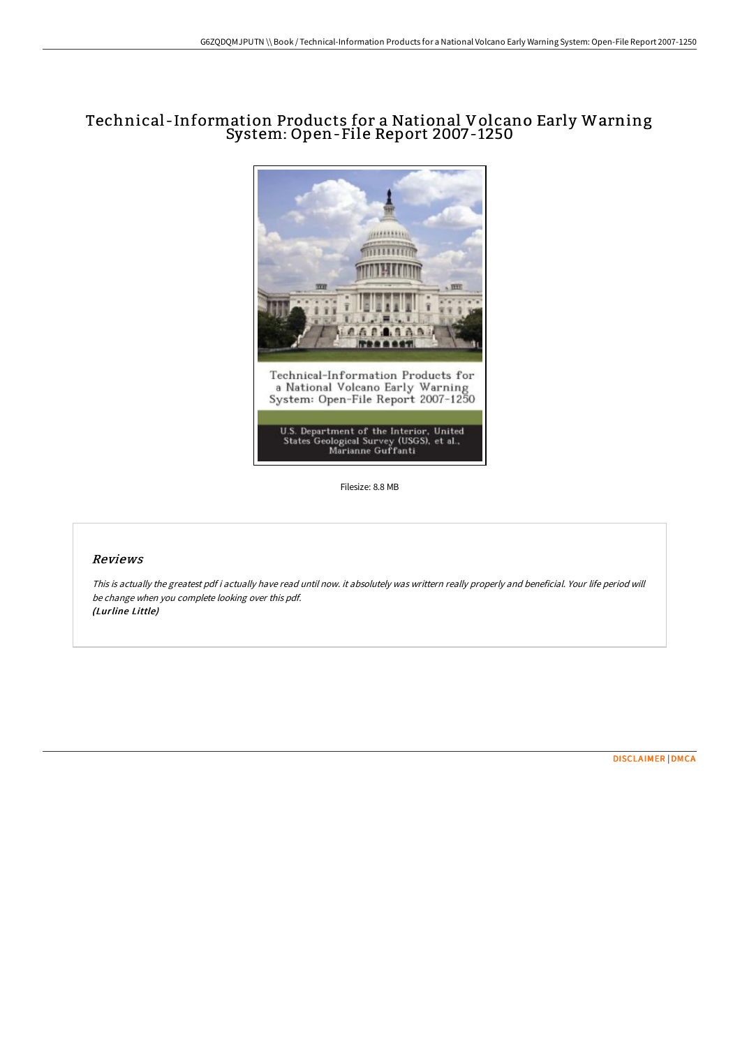# Technical-Information Products for a National Volcano Early Warning System: Open-File Report 2007-1250

Technical-Information Products for a National Volcano Early Warning System: Open-File Report 2007-1250

U.S. Department of the Interior, United States Geological Survey (USGS), et al., Marianne Guffanti

Filesize: 8.8 MB

## Reviews

*This is actually the greatest pdf i actually have read until now. it absolutely was writtern really properly and beneficial. Your life period will be change when you complete looking over this pdf.*
*(Lurline Little)*

DISCLAIMER | DMCA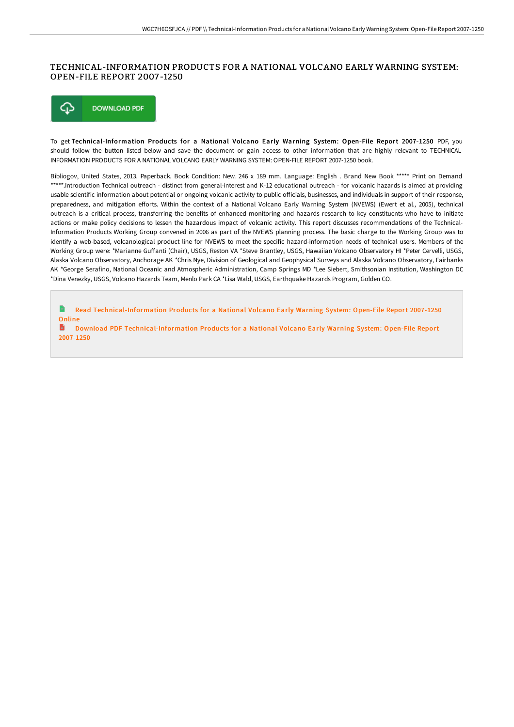# TECHNICAL-INFORMATION PRODUCTS FOR A NATIONAL VOLCANO EARLY WARNING SYSTEM: OPEN-FILE REPORT 2007-1250

DOWNLOAD PDF

To get **Technical-Information Products for a National Volcano Early Warning System: Open-File Report 2007-1250** PDF, you should follow the button listed below and save the document or gain access to other information that are highly relevant to TECHNICAL-INFORMATION PRODUCTS FOR A NATIONAL VOLCANO EARLY WARNING SYSTEM: OPEN-FILE REPORT 2007-1250 book.

Bibliogov, United States, 2013. Paperback. Book Condition: New. 246 x 189 mm. Language: English . Brand New Book ***** Print on Demand *****.Introduction Technical outreach - distinct from general-interest and K-12 educational outreach - for volcanic hazards is aimed at providing usable scientific information about potential or ongoing volcanic activity to public officials, businesses, and individuals in support of their response, preparedness, and mitigation efforts. Within the context of a National Volcano Early Warning System (NVEWS) (Ewert et al., 2005), technical outreach is a critical process, transferring the benefits of enhanced monitoring and hazards research to key constituents who have to initiate actions or make policy decisions to lessen the hazardous impact of volcanic activity. This report discusses recommendations of the Technical-Information Products Working Group convened in 2006 as part of the NVEWS planning process. The basic charge to the Working Group was to identify a web-based, volcanological product line for NVEWS to meet the specific hazard-information needs of technical users. Members of the Working Group were: *Marianne Guffanti (Chair), USGS, Reston VA *Steve Brantley, USGS, Hawaiian Volcano Observatory HI *Peter Cervelli, USGS, Alaska Volcano Observatory, Anchorage AK *Chris Nye, Division of Geological and Geophysical Surveys and Alaska Volcano Observatory, Fairbanks AK *George Serafino, National Oceanic and Atmospheric Administration, Camp Springs MD *Lee Siebert, Smithsonian Institution, Washington DC *Dina Venezky, USGS, Volcano Hazards Team, Menlo Park CA *Lisa Wald, USGS, Earthquake Hazards Program, Golden CO.

- Read Technical-Information Products for a National Volcano Early Warning System: Open-File Report 2007-1250 Online
- Download PDF Technical-Information Products for a National Volcano Early Warning System: Open-File Report 2007-1250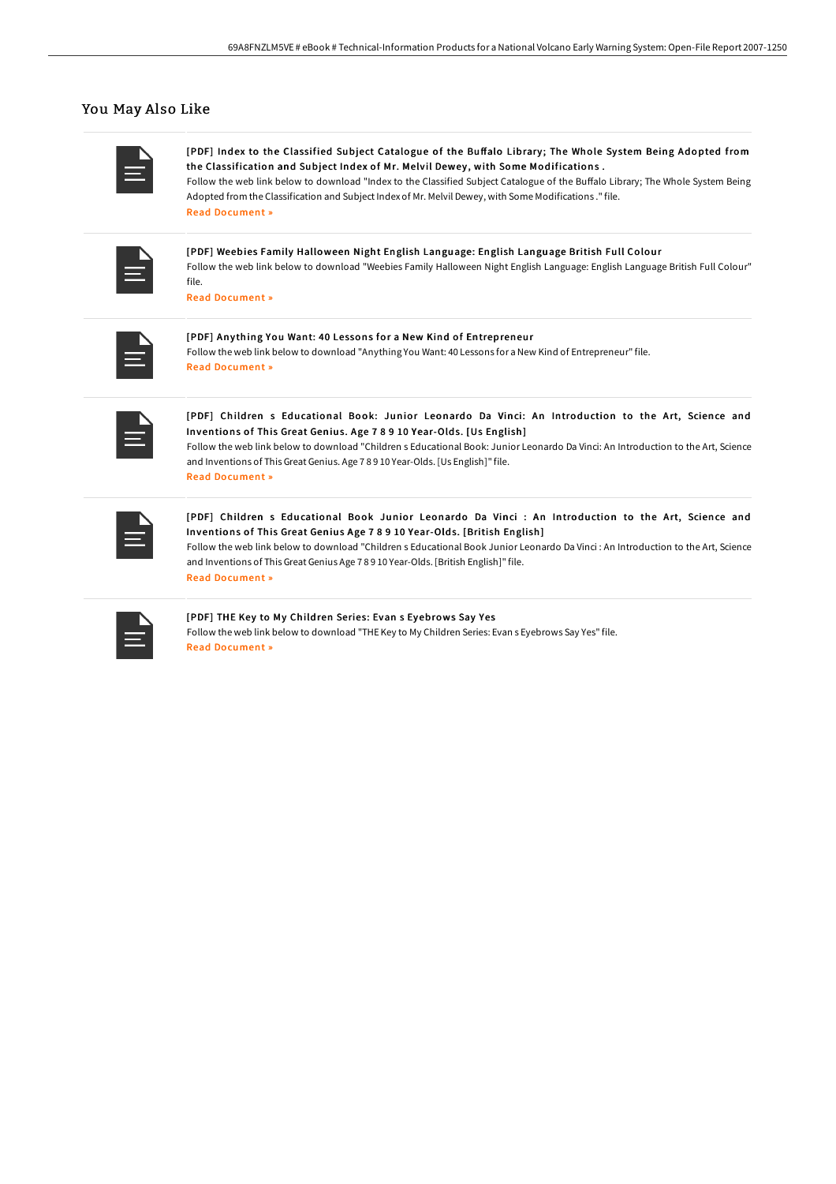## You May Also Like

[PDF] Index to the Classified Subject Catalogue of the Buffalo Library; The Whole System Being Adopted from the Classification and Subject Index of Mr. Melvil Dewey, with Some Modifications .

Follow the web link below to download "Index to the Classified Subject Catalogue of the Buffalo Library; The Whole System Being Adopted from the Classification and Subject Index of Mr. Melvil Dewey, with Some Modifications ." file.

Read Document »

[PDF] Weebies Family Halloween Night English Language: English Language British Full Colour

Follow the web link below to download "Weebies Family Halloween Night English Language: English Language British Full Colour" file.

Read Document »

[PDF] Anything You Want: 40 Lessons for a New Kind of Entrepreneur

Follow the web link below to download "Anything You Want: 40 Lessons for a New Kind of Entrepreneur" file.

Read Document »

[PDF] Children s Educational Book: Junior Leonardo Da Vinci: An Introduction to the Art, Science and Inventions of This Great Genius. Age 7 8 9 10 Year-Olds. [Us English]

Follow the web link below to download "Children s Educational Book: Junior Leonardo Da Vinci: An Introduction to the Art, Science and Inventions of This Great Genius. Age 7 8 9 10 Year-Olds. [Us English]" file.

Read Document »

[PDF] Children s Educational Book Junior Leonardo Da Vinci : An Introduction to the Art, Science and Inventions of This Great Genius Age 7 8 9 10 Year-Olds. [British English]

Follow the web link below to download "Children s Educational Book Junior Leonardo Da Vinci : An Introduction to the Art, Science and Inventions of This Great Genius Age 7 8 9 10 Year-Olds. [British English]" file.

Read Document »

[PDF] THE Key to My Children Series: Evan s Eyebrows Say Yes

Follow the web link below to download "THE Key to My Children Series: Evan s Eyebrows Say Yes" file.

Read Document »